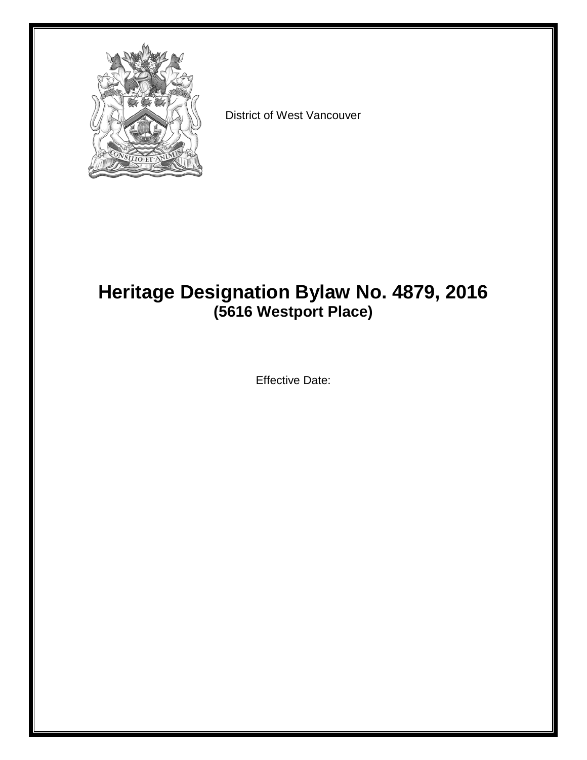District of West Vancouver

# Heritage Designation Bylaw No. 4879, 2016
## (5616 Westport Place)

Effective Date: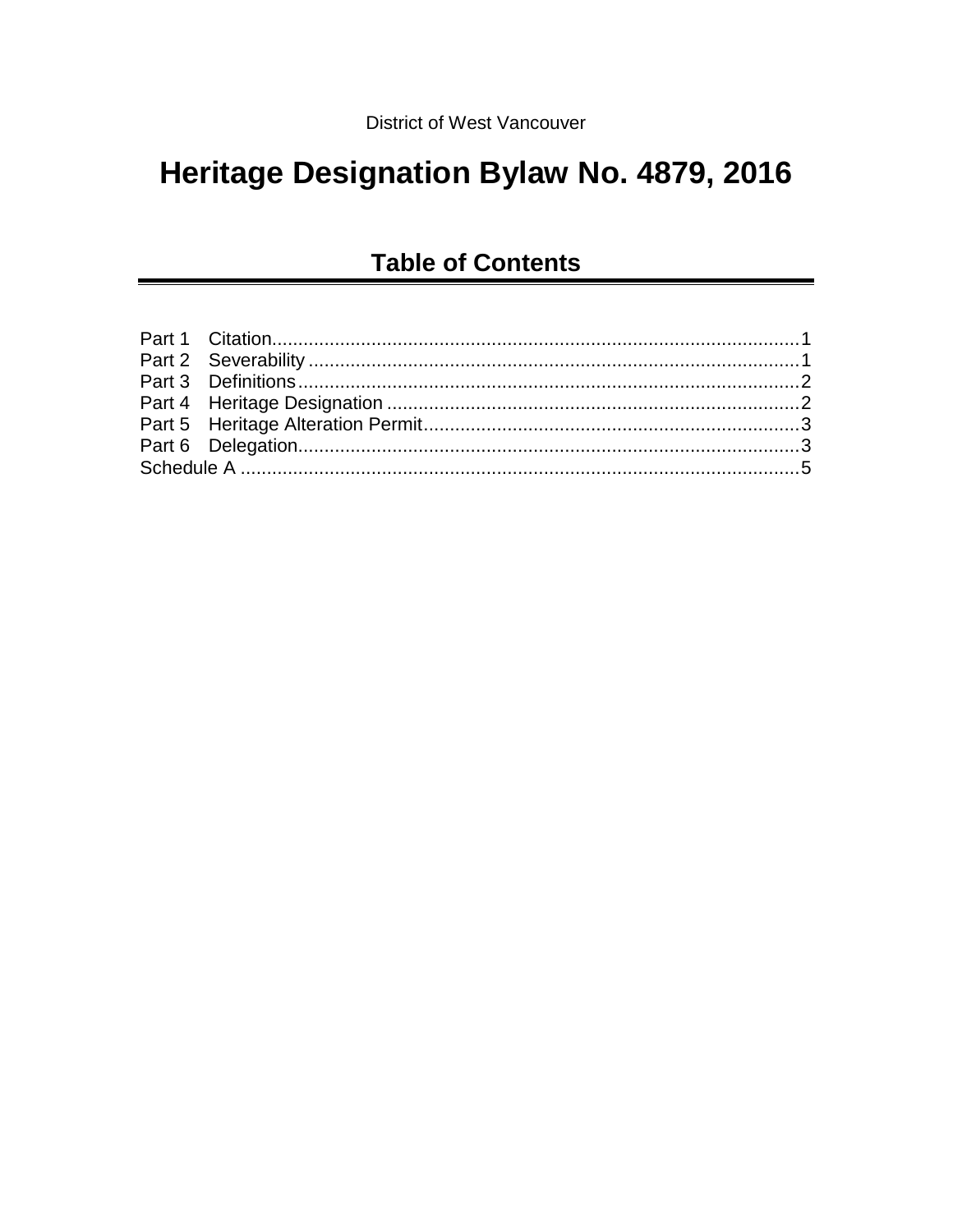District of West Vancouver

# Heritage Designation Bylaw No. 4879, 2016

## Table of Contents

| | | |
|---|---|---|
| Part 1 | Citation | 1 |
| Part 2 | Severability | 1 |
| Part 3 | Definitions | 2 |
| Part 4 | Heritage Designation | 2 |
| Part 5 | Heritage Alteration Permit | 3 |
| Part 6 | Delegation | 3 |
| Schedule A | | 5 |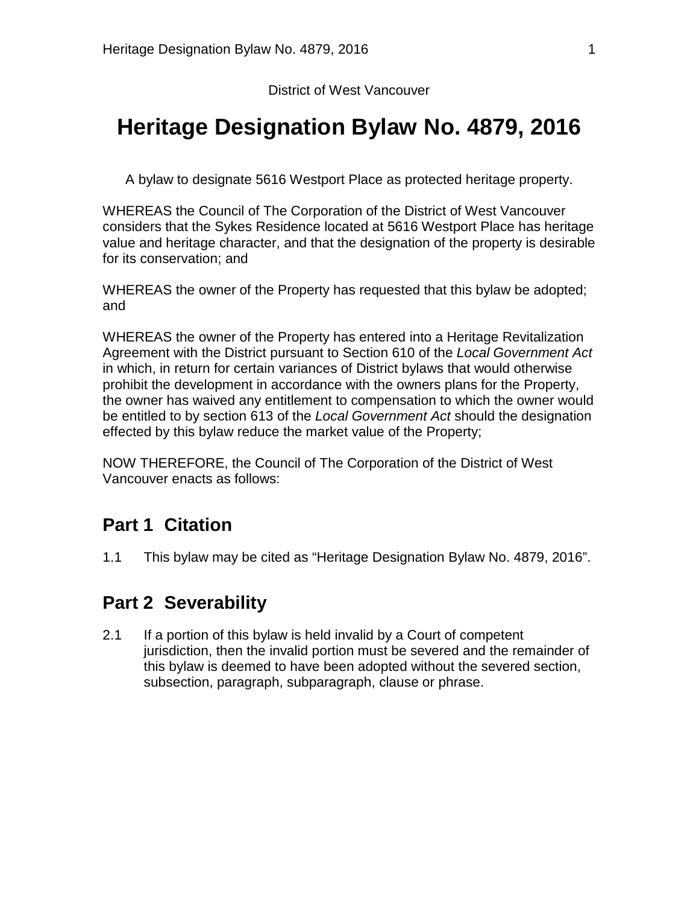District of West Vancouver

# Heritage Designation Bylaw No. 4879, 2016

A bylaw to designate 5616 Westport Place as protected heritage property.

WHEREAS the Council of The Corporation of the District of West Vancouver considers that the Sykes Residence located at 5616 Westport Place has heritage value and heritage character, and that the designation of the property is desirable for its conservation; and

WHEREAS the owner of the Property has requested that this bylaw be adopted; and

WHEREAS the owner of the Property has entered into a Heritage Revitalization Agreement with the District pursuant to Section 610 of the *Local Government Act* in which, in return for certain variances of District bylaws that would otherwise prohibit the development in accordance with the owners plans for the Property, the owner has waived any entitlement to compensation to which the owner would be entitled to by section 613 of the *Local Government Act* should the designation effected by this bylaw reduce the market value of the Property;

NOW THEREFORE, the Council of The Corporation of the District of West Vancouver enacts as follows:

## Part 1 Citation

1.1 This bylaw may be cited as “Heritage Designation Bylaw No. 4879, 2016”.

## Part 2 Severability

2.1 If a portion of this bylaw is held invalid by a Court of competent jurisdiction, then the invalid portion must be severed and the remainder of this bylaw is deemed to have been adopted without the severed section, subsection, paragraph, subparagraph, clause or phrase.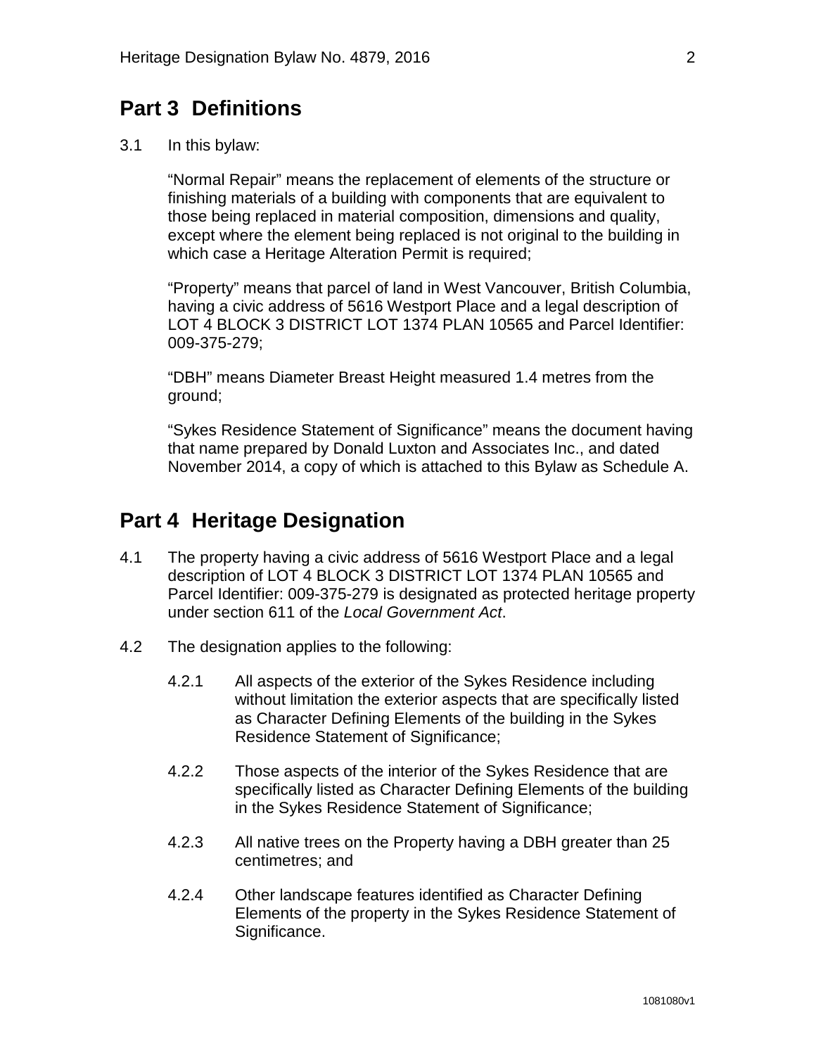## Part 3 Definitions

3.1 In this bylaw:

"Normal Repair" means the replacement of elements of the structure or finishing materials of a building with components that are equivalent to those being replaced in material composition, dimensions and quality, except where the element being replaced is not original to the building in which case a Heritage Alteration Permit is required;

"Property" means that parcel of land in West Vancouver, British Columbia, having a civic address of 5616 Westport Place and a legal description of LOT 4 BLOCK 3 DISTRICT LOT 1374 PLAN 10565 and Parcel Identifier: 009-375-279;

"DBH" means Diameter Breast Height measured 1.4 metres from the ground;

"Sykes Residence Statement of Significance" means the document having that name prepared by Donald Luxton and Associates Inc., and dated November 2014, a copy of which is attached to this Bylaw as Schedule A.

## Part 4 Heritage Designation

4.1 The property having a civic address of 5616 Westport Place and a legal description of LOT 4 BLOCK 3 DISTRICT LOT 1374 PLAN 10565 and Parcel Identifier: 009-375-279 is designated as protected heritage property under section 611 of the *Local Government Act*.

4.2 The designation applies to the following:

4.2.1 All aspects of the exterior of the Sykes Residence including without limitation the exterior aspects that are specifically listed as Character Defining Elements of the building in the Sykes Residence Statement of Significance;

4.2.2 Those aspects of the interior of the Sykes Residence that are specifically listed as Character Defining Elements of the building in the Sykes Residence Statement of Significance;

4.2.3 All native trees on the Property having a DBH greater than 25 centimetres; and

4.2.4 Other landscape features identified as Character Defining Elements of the property in the Sykes Residence Statement of Significance.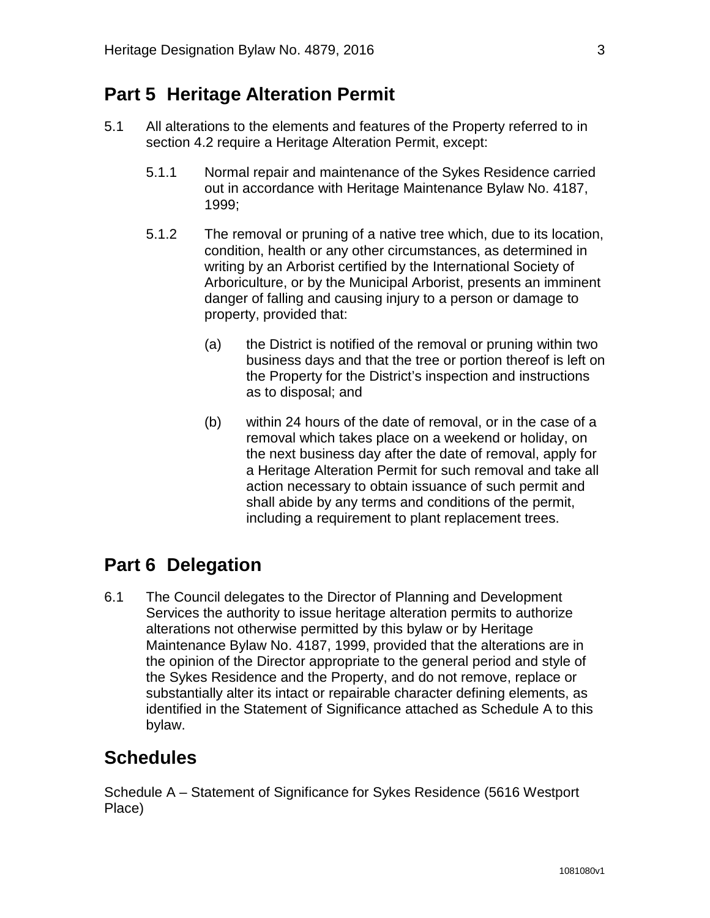## Part 5 Heritage Alteration Permit

5.1 All alterations to the elements and features of the Property referred to in section 4.2 require a Heritage Alteration Permit, except:

5.1.1 Normal repair and maintenance of the Sykes Residence carried out in accordance with Heritage Maintenance Bylaw No. 4187, 1999;

5.1.2 The removal or pruning of a native tree which, due to its location, condition, health or any other circumstances, as determined in writing by an Arborist certified by the International Society of Arboriculture, or by the Municipal Arborist, presents an imminent danger of falling and causing injury to a person or damage to property, provided that:

(a) the District is notified of the removal or pruning within two business days and that the tree or portion thereof is left on the Property for the District's inspection and instructions as to disposal; and

(b) within 24 hours of the date of removal, or in the case of a removal which takes place on a weekend or holiday, on the next business day after the date of removal, apply for a Heritage Alteration Permit for such removal and take all action necessary to obtain issuance of such permit and shall abide by any terms and conditions of the permit, including a requirement to plant replacement trees.

## Part 6 Delegation

6.1 The Council delegates to the Director of Planning and Development Services the authority to issue heritage alteration permits to authorize alterations not otherwise permitted by this bylaw or by Heritage Maintenance Bylaw No. 4187, 1999, provided that the alterations are in the opinion of the Director appropriate to the general period and style of the Sykes Residence and the Property, and do not remove, replace or substantially alter its intact or repairable character defining elements, as identified in the Statement of Significance attached as Schedule A to this bylaw.

## Schedules

Schedule A – Statement of Significance for Sykes Residence (5616 Westport Place)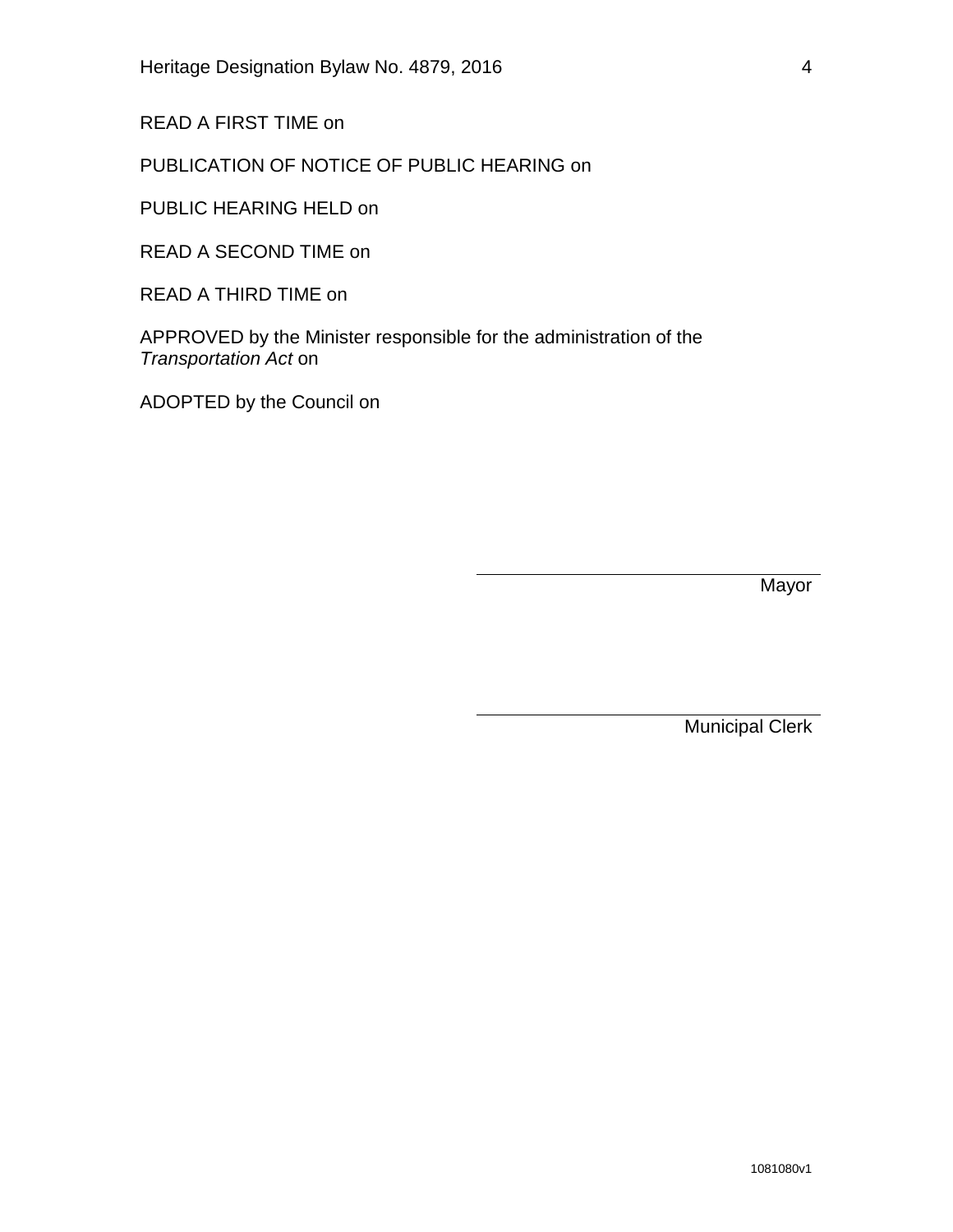READ A FIRST TIME on

PUBLICATION OF NOTICE OF PUBLIC HEARING on

PUBLIC HEARING HELD on

READ A SECOND TIME on

READ A THIRD TIME on

APPROVED by the Minister responsible for the administration of the *Transportation Act* on

ADOPTED by the Council on

\_\_\_\_\_\_\_\_\_\_\_\_\_\_\_\_\_\_\_\_\_\_\_\_\_\_\_\_\_\_\_\_\_\_\_\_

Mayor

\_\_\_\_\_\_\_\_\_\_\_\_\_\_\_\_\_\_\_\_\_\_\_\_\_\_\_\_\_\_\_\_\_\_\_\_

Municipal Clerk

1081080v1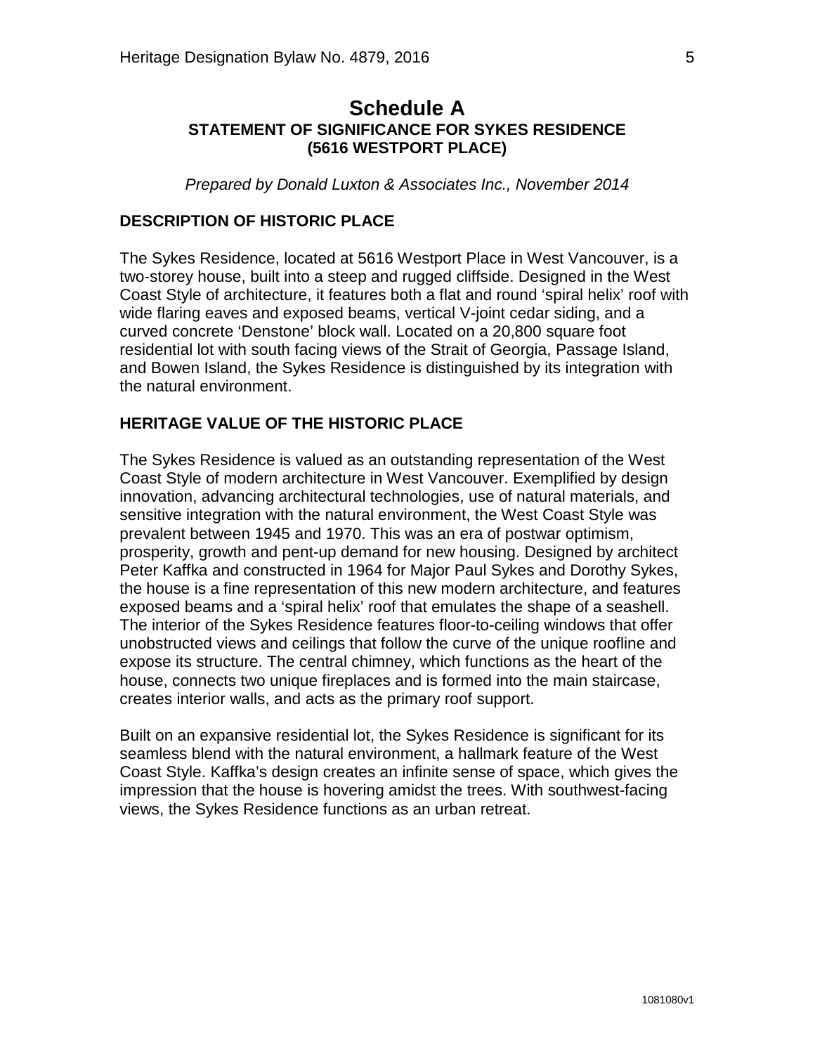# Schedule A

## STATEMENT OF SIGNIFICANCE FOR SYKES RESIDENCE (5616 WESTPORT PLACE)

*Prepared by Donald Luxton & Associates Inc., November 2014*

### DESCRIPTION OF HISTORIC PLACE

The Sykes Residence, located at 5616 Westport Place in West Vancouver, is a two-storey house, built into a steep and rugged cliffside. Designed in the West Coast Style of architecture, it features both a flat and round 'spiral helix' roof with wide flaring eaves and exposed beams, vertical V-joint cedar siding, and a curved concrete 'Denstone' block wall. Located on a 20,800 square foot residential lot with south facing views of the Strait of Georgia, Passage Island, and Bowen Island, the Sykes Residence is distinguished by its integration with the natural environment.

### HERITAGE VALUE OF THE HISTORIC PLACE

The Sykes Residence is valued as an outstanding representation of the West Coast Style of modern architecture in West Vancouver. Exemplified by design innovation, advancing architectural technologies, use of natural materials, and sensitive integration with the natural environment, the West Coast Style was prevalent between 1945 and 1970. This was an era of postwar optimism, prosperity, growth and pent-up demand for new housing. Designed by architect Peter Kaffka and constructed in 1964 for Major Paul Sykes and Dorothy Sykes, the house is a fine representation of this new modern architecture, and features exposed beams and a 'spiral helix' roof that emulates the shape of a seashell. The interior of the Sykes Residence features floor-to-ceiling windows that offer unobstructed views and ceilings that follow the curve of the unique roofline and expose its structure. The central chimney, which functions as the heart of the house, connects two unique fireplaces and is formed into the main staircase, creates interior walls, and acts as the primary roof support.

Built on an expansive residential lot, the Sykes Residence is significant for its seamless blend with the natural environment, a hallmark feature of the West Coast Style. Kaffka's design creates an infinite sense of space, which gives the impression that the house is hovering amidst the trees. With southwest-facing views, the Sykes Residence functions as an urban retreat.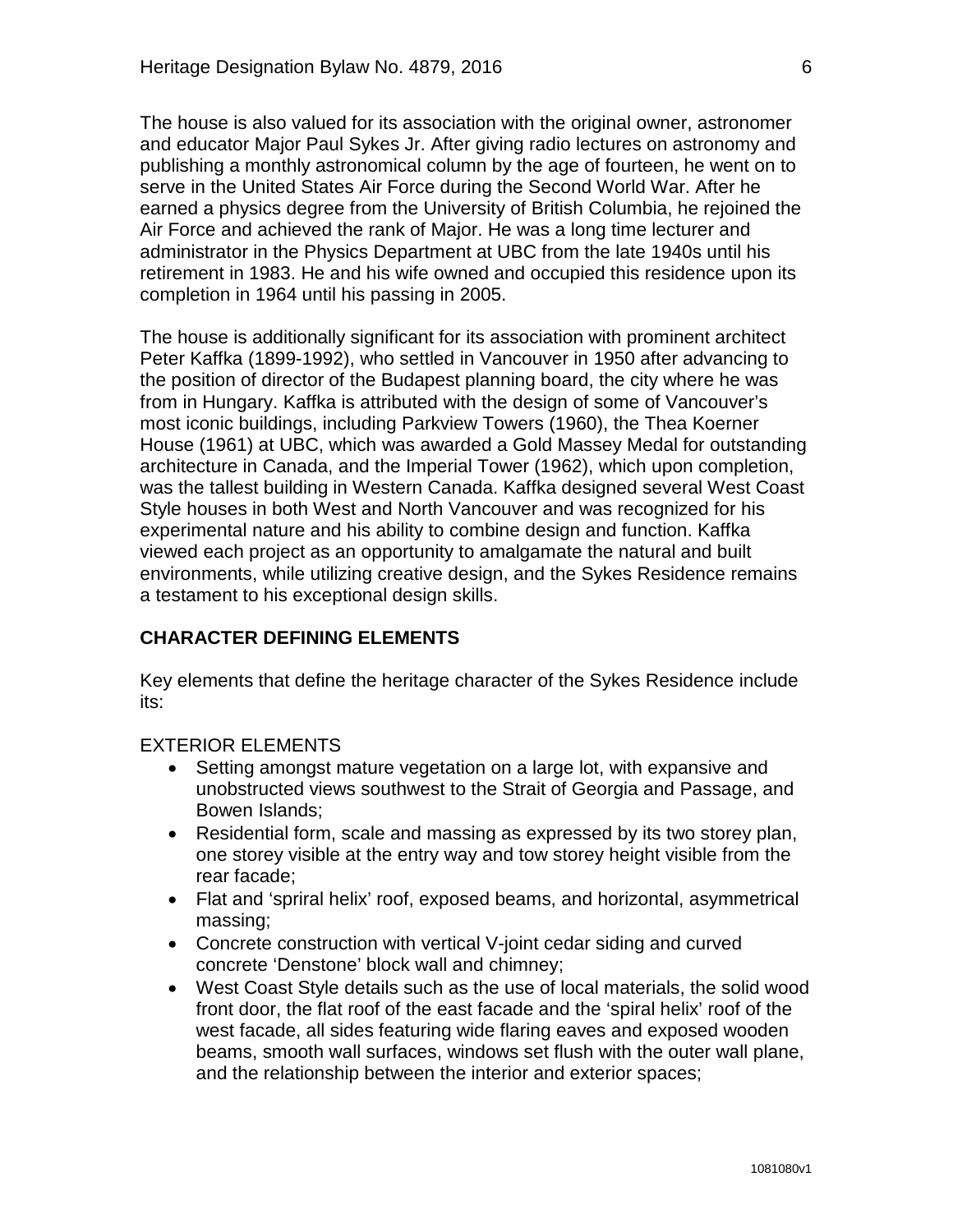The house is also valued for its association with the original owner, astronomer and educator Major Paul Sykes Jr. After giving radio lectures on astronomy and publishing a monthly astronomical column by the age of fourteen, he went on to serve in the United States Air Force during the Second World War. After he earned a physics degree from the University of British Columbia, he rejoined the Air Force and achieved the rank of Major. He was a long time lecturer and administrator in the Physics Department at UBC from the late 1940s until his retirement in 1983. He and his wife owned and occupied this residence upon its completion in 1964 until his passing in 2005.

The house is additionally significant for its association with prominent architect Peter Kaffka (1899-1992), who settled in Vancouver in 1950 after advancing to the position of director of the Budapest planning board, the city where he was from in Hungary. Kaffka is attributed with the design of some of Vancouver's most iconic buildings, including Parkview Towers (1960), the Thea Koerner House (1961) at UBC, which was awarded a Gold Massey Medal for outstanding architecture in Canada, and the Imperial Tower (1962), which upon completion, was the tallest building in Western Canada. Kaffka designed several West Coast Style houses in both West and North Vancouver and was recognized for his experimental nature and his ability to combine design and function. Kaffka viewed each project as an opportunity to amalgamate the natural and built environments, while utilizing creative design, and the Sykes Residence remains a testament to his exceptional design skills.

**CHARACTER DEFINING ELEMENTS**

Key elements that define the heritage character of the Sykes Residence include its:

EXTERIOR ELEMENTS

- Setting amongst mature vegetation on a large lot, with expansive and unobstructed views southwest to the Strait of Georgia and Passage, and Bowen Islands;
- Residential form, scale and massing as expressed by its two storey plan, one storey visible at the entry way and tow storey height visible from the rear facade;
- Flat and 'spriral helix' roof, exposed beams, and horizontal, asymmetrical massing;
- Concrete construction with vertical V-joint cedar siding and curved concrete 'Denstone' block wall and chimney;
- West Coast Style details such as the use of local materials, the solid wood front door, the flat roof of the east facade and the 'spiral helix' roof of the west facade, all sides featuring wide flaring eaves and exposed wooden beams, smooth wall surfaces, windows set flush with the outer wall plane, and the relationship between the interior and exterior spaces;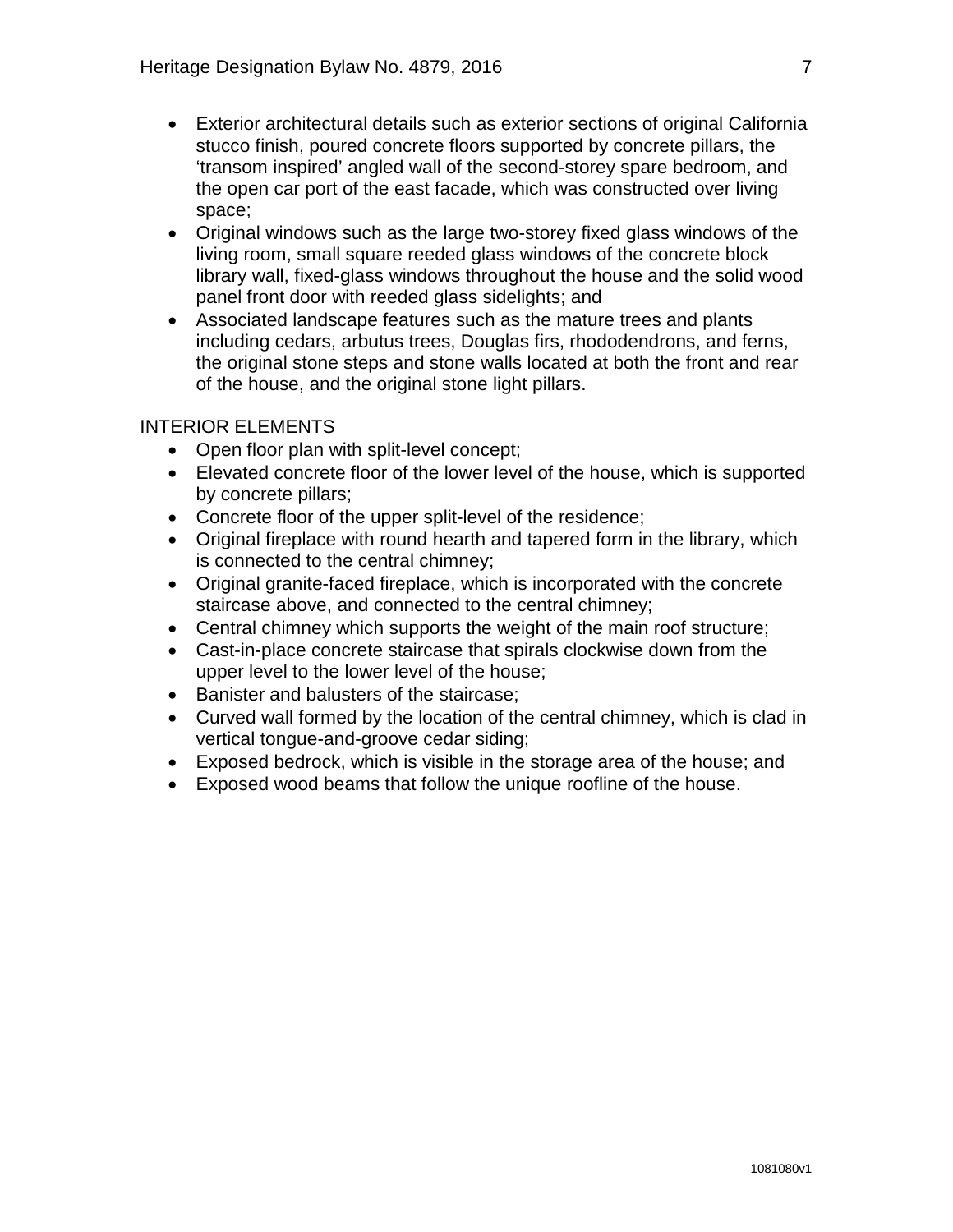- Exterior architectural details such as exterior sections of original California stucco finish, poured concrete floors supported by concrete pillars, the ‘transom inspired’ angled wall of the second-storey spare bedroom, and the open car port of the east facade, which was constructed over living space;
- Original windows such as the large two-storey fixed glass windows of the living room, small square reeded glass windows of the concrete block library wall, fixed-glass windows throughout the house and the solid wood panel front door with reeded glass sidelights; and
- Associated landscape features such as the mature trees and plants including cedars, arbutus trees, Douglas firs, rhododendrons, and ferns, the original stone steps and stone walls located at both the front and rear of the house, and the original stone light pillars.

INTERIOR ELEMENTS

- Open floor plan with split-level concept;
- Elevated concrete floor of the lower level of the house, which is supported by concrete pillars;
- Concrete floor of the upper split-level of the residence;
- Original fireplace with round hearth and tapered form in the library, which is connected to the central chimney;
- Original granite-faced fireplace, which is incorporated with the concrete staircase above, and connected to the central chimney;
- Central chimney which supports the weight of the main roof structure;
- Cast-in-place concrete staircase that spirals clockwise down from the upper level to the lower level of the house;
- Banister and balusters of the staircase;
- Curved wall formed by the location of the central chimney, which is clad in vertical tongue-and-groove cedar siding;
- Exposed bedrock, which is visible in the storage area of the house; and
- Exposed wood beams that follow the unique roofline of the house.